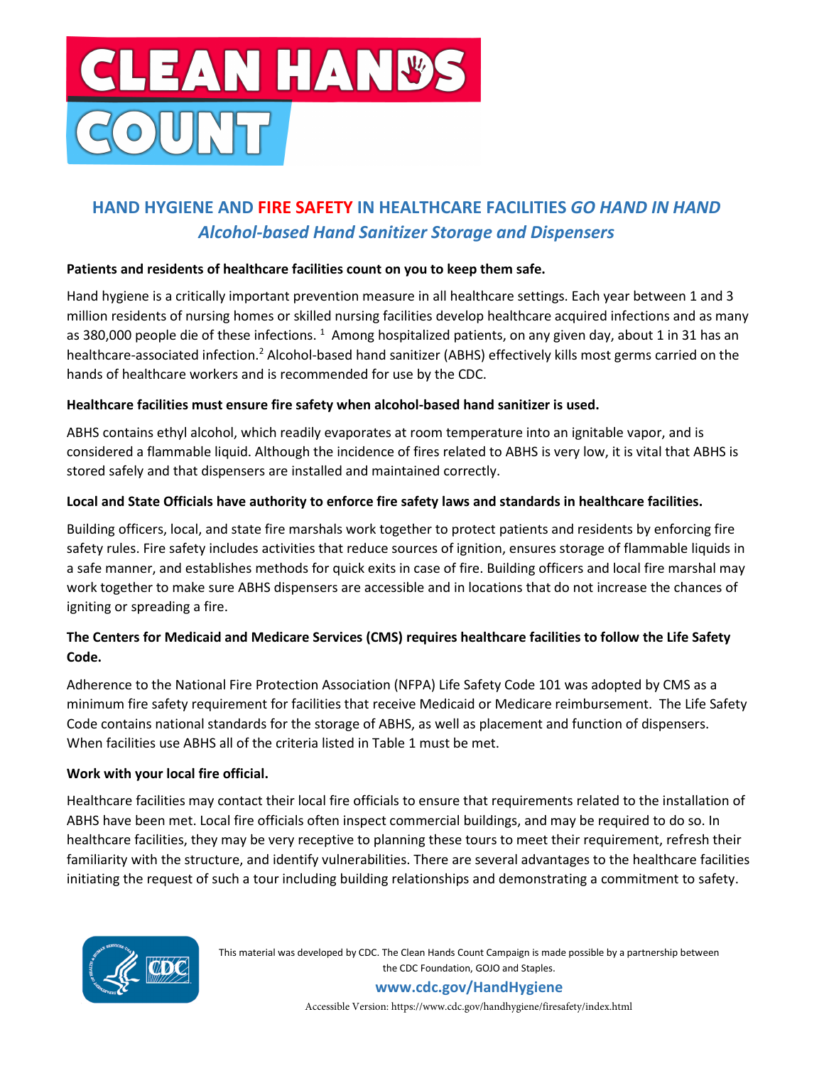# CLEAN HANDS COUNT

## HAND HYGIENE AND FIRE SAFETY IN HEALTHCARE FACILITIES *GO HAND IN HAND*

### *Alcohol-based Hand Sanitizer Storage and Dispensers*

**Patients and residents of healthcare facilities count on you to keep them safe.**

Hand hygiene is a critically important prevention measure in all healthcare settings. Each year between 1 and 3 million residents of nursing homes or skilled nursing facilities develop healthcare acquired infections and as many as 380,000 people die of these infections. [1] Among hospitalized patients, on any given day, about 1 in 31 has an healthcare-associated infection.[2] Alcohol-based hand sanitizer (ABHS) effectively kills most germs carried on the hands of healthcare workers and is recommended for use by the CDC.

**Healthcare facilities must ensure fire safety when alcohol-based hand sanitizer is used.**

ABHS contains ethyl alcohol, which readily evaporates at room temperature into an ignitable vapor, and is considered a flammable liquid. Although the incidence of fires related to ABHS is very low, it is vital that ABHS is stored safely and that dispensers are installed and maintained correctly.

**Local and State Officials have authority to enforce fire safety laws and standards in healthcare facilities.**

Building officers, local, and state fire marshals work together to protect patients and residents by enforcing fire safety rules. Fire safety includes activities that reduce sources of ignition, ensures storage of flammable liquids in a safe manner, and establishes methods for quick exits in case of fire. Building officers and local fire marshal may work together to make sure ABHS dispensers are accessible and in locations that do not increase the chances of igniting or spreading a fire.

**The Centers for Medicaid and Medicare Services (CMS) requires healthcare facilities to follow the Life Safety Code.**

Adherence to the National Fire Protection Association (NFPA) Life Safety Code 101 was adopted by CMS as a minimum fire safety requirement for facilities that receive Medicaid or Medicare reimbursement. The Life Safety Code contains national standards for the storage of ABHS, as well as placement and function of dispensers. When facilities use ABHS all of the criteria listed in Table 1 must be met.

**Work with your local fire official.**

Healthcare facilities may contact their local fire officials to ensure that requirements related to the installation of ABHS have been met. Local fire officials often inspect commercial buildings, and may be required to do so. In healthcare facilities, they may be very receptive to planning these tours to meet their requirement, refresh their familiarity with the structure, and identify vulnerabilities. There are several advantages to the healthcare facilities initiating the request of such a tour including building relationships and demonstrating a commitment to safety.

This material was developed by CDC. The Clean Hands Count Campaign is made possible by a partnership between the CDC Foundation, GOJO and Staples.

**www.cdc.gov/HandHygiene**

Accessible Version: https://www.cdc.gov/handhygiene/firesafety/index.html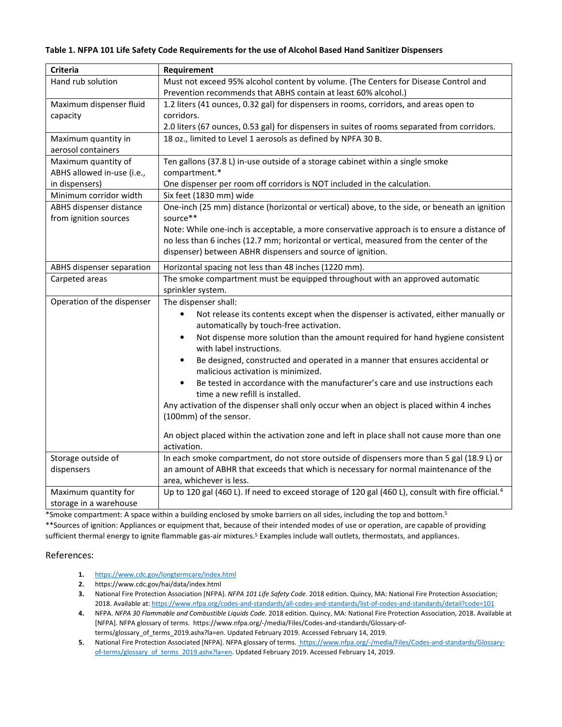**Table 1. NFPA 101 Life Safety Code Requirements for the use of Alcohol Based Hand Sanitizer Dispensers**

| Criteria | Requirement |
|---|---|
| Hand rub solution | Must not exceed 95% alcohol content by volume. (The Centers for Disease Control and Prevention recommends that ABHS contain at least 60% alcohol.) |
| Maximum dispenser fluid capacity | 1.2 liters (41 ounces, 0.32 gal) for dispensers in rooms, corridors, and areas open to corridors.<br>2.0 liters (67 ounces, 0.53 gal) for dispensers in suites of rooms separated from corridors. |
| Maximum quantity in aerosol containers | 18 oz., limited to Level 1 aerosols as defined by NPFA 30 B. |
| Maximum quantity of ABHS allowed in-use (i.e., in dispensers) | Ten gallons (37.8 L) in-use outside of a storage cabinet within a single smoke compartment.*<br>One dispenser per room off corridors is NOT included in the calculation. |
| Minimum corridor width | Six feet (1830 mm) wide |
| ABHS dispenser distance from ignition sources | One-inch (25 mm) distance (horizontal or vertical) above, to the side, or beneath an ignition source**<br>Note: While one-inch is acceptable, a more conservative approach is to ensure a distance of no less than 6 inches (12.7 mm; horizontal or vertical, measured from the center of the dispenser) between ABHR dispensers and source of ignition. |
| ABHS dispenser separation | Horizontal spacing not less than 48 inches (1220 mm). |
| Carpeted areas | The smoke compartment must be equipped throughout with an approved automatic sprinkler system. |
| Operation of the dispenser | The dispenser shall:<br>• Not release its contents except when the dispenser is activated, either manually or automatically by touch-free activation.<br>• Not dispense more solution than the amount required for hand hygiene consistent with label instructions.<br>• Be designed, constructed and operated in a manner that ensures accidental or malicious activation is minimized.<br>• Be tested in accordance with the manufacturer's care and use instructions each time a new refill is installed.<br>Any activation of the dispenser shall only occur when an object is placed within 4 inches (100mm) of the sensor.<br><br>An object placed within the activation zone and left in place shall not cause more than one activation. |
| Storage outside of dispensers | In each smoke compartment, do not store outside of dispensers more than 5 gal (18.9 L) or an amount of ABHR that exceeds that which is necessary for normal maintenance of the area, whichever is less. |
| Maximum quantity for storage in a warehouse | Up to 120 gal (460 L). If need to exceed storage of 120 gal (460 L), consult with fire official.[4] |

*Smoke compartment: A space within a building enclosed by smoke barriers on all sides, including the top and bottom.[5]

**Sources of ignition: Appliances or equipment that, because of their intended modes of use or operation, are capable of providing sufficient thermal energy to ignite flammable gas-air mixtures.[5] Examples include wall outlets, thermostats, and appliances.

## References:

1. https://www.cdc.gov/longtermcare/index.html
2. https://www.cdc.gov/hai/data/index.html
3. National Fire Protection Association [NFPA}. *NFPA 101 Life Safety Code*. 2018 edition. Quincy, MA: National Fire Protection Association; 2018. Available at: https://www.nfpa.org/codes-and-standards/all-codes-and-standards/list-of-codes-and-standards/detail?code=101
4. NFPA. *NFPA 30 Flammable and Combustible Liquids Code.* 2018 edition. Quincy, MA: National Fire Protection Association, 2018. Available at [NFPA]. NFPA glossary of terms. https://www.nfpa.org/-/media/Files/Codes-and-standards/Glossary-of-terms/glossary_of_terms_2019.ashx?la=en. Updated February 2019. Accessed February 14, 2019.
5. National Fire Protection Associated [NFPA]. NFPA glossary of terms. https://www.nfpa.org/-/media/Files/Codes-and-standards/Glossary-of-terms/glossary_of_terms_2019.ashx?la=en. Updated February 2019. Accessed February 14, 2019.